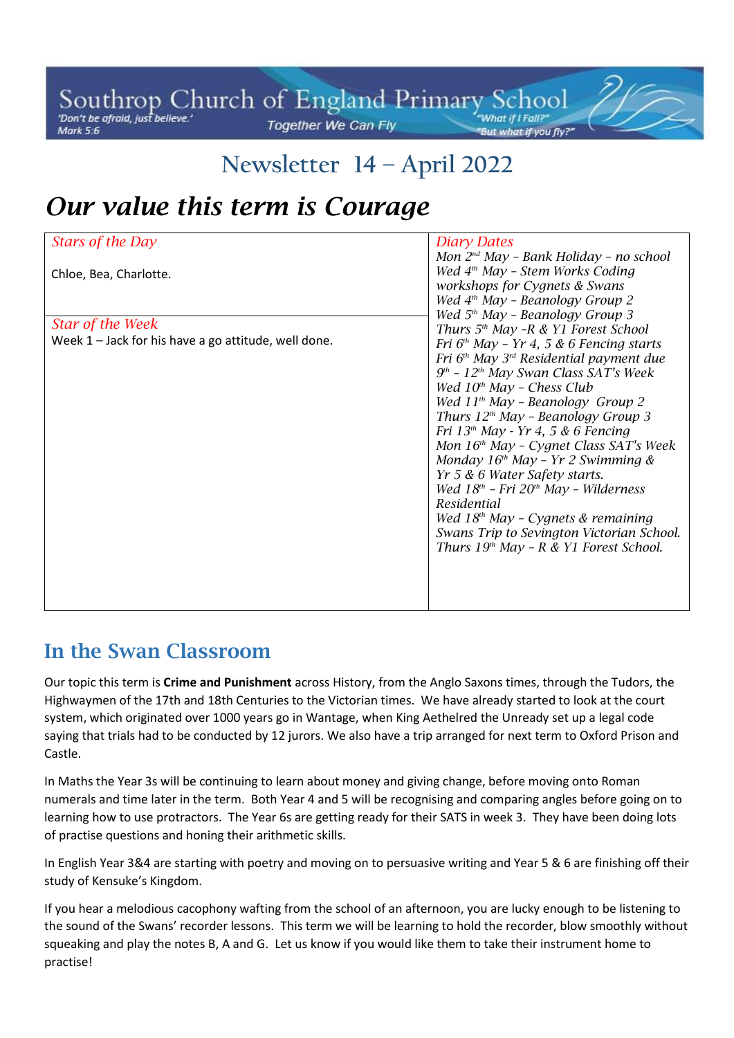Southrop Church of England Primary School

'Don't be afraid, just believe.' Mark 5:6

Together We Can Fly

"What if I Fall?" "But what if you fly?"

# Newsletter 14 – April 2022

# *Our value this term is Courage*

| *Stars of the Day*<br><br>Chloe, Bea, Charlotte.<br><br>*Star of the Week*<br>Week 1 – Jack for his have a go attitude, well done. | *Diary Dates*<br>*Mon 2nd May – Bank Holiday – no school*<br>*Wed 4th May – Stem Works Coding workshops for Cygnets & Swans*<br>*Wed 4th May – Beanology Group 2*<br>*Wed 5th May – Beanology Group 3*<br>*Thurs 5th May –R & Y1 Forest School*<br>*Fri 6th May – Yr 4, 5 & 6 Fencing starts*<br>*Fri 6th May 3rd Residential payment due*<br>*9th – 12th May Swan Class SAT's Week*<br>*Wed 10th May – Chess Club*<br>*Wed 11th May – Beanology Group 2*<br>*Thurs 12th May – Beanology Group 3*<br>*Fri 13th May - Yr 4, 5 & 6 Fencing*<br>*Mon 16th May – Cygnet Class SAT's Week*<br>*Monday 16th May – Yr 2 Swimming & Yr 5 & 6 Water Safety starts.*<br>*Wed 18th – Fri 20th May – Wilderness Residential*<br>*Wed 18th May – Cygnets & remaining Swans Trip to Sevington Victorian School.*<br>*Thurs 19th May – R & Y1 Forest School.* |
|---|---|

## In the Swan Classroom

Our topic this term is **Crime and Punishment** across History, from the Anglo Saxons times, through the Tudors, the Highwaymen of the 17th and 18th Centuries to the Victorian times. We have already started to look at the court system, which originated over 1000 years go in Wantage, when King Aethelred the Unready set up a legal code saying that trials had to be conducted by 12 jurors. We also have a trip arranged for next term to Oxford Prison and Castle.

In Maths the Year 3s will be continuing to learn about money and giving change, before moving onto Roman numerals and time later in the term. Both Year 4 and 5 will be recognising and comparing angles before going on to learning how to use protractors. The Year 6s are getting ready for their SATS in week 3. They have been doing lots of practise questions and honing their arithmetic skills.

In English Year 3&4 are starting with poetry and moving on to persuasive writing and Year 5 & 6 are finishing off their study of Kensuke's Kingdom.

If you hear a melodious cacophony wafting from the school of an afternoon, you are lucky enough to be listening to the sound of the Swans' recorder lessons. This term we will be learning to hold the recorder, blow smoothly without squeaking and play the notes B, A and G. Let us know if you would like them to take their instrument home to practise!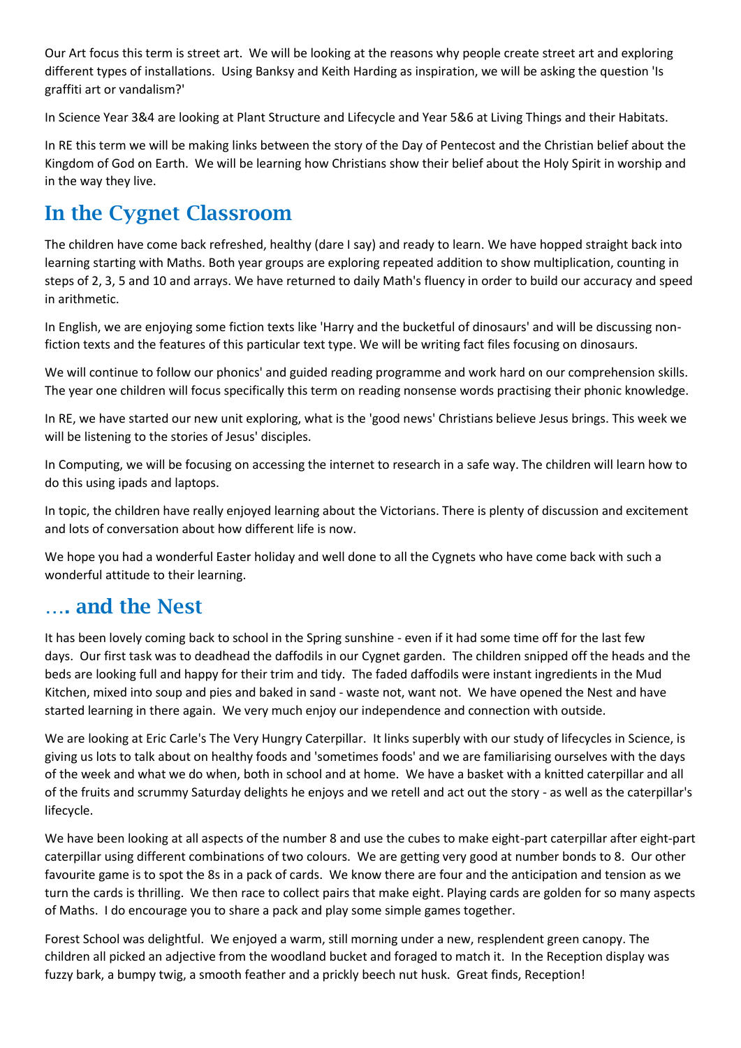Our Art focus this term is street art. We will be looking at the reasons why people create street art and exploring different types of installations. Using Banksy and Keith Harding as inspiration, we will be asking the question 'Is graffiti art or vandalism?'

In Science Year 3&4 are looking at Plant Structure and Lifecycle and Year 5&6 at Living Things and their Habitats.

In RE this term we will be making links between the story of the Day of Pentecost and the Christian belief about the Kingdom of God on Earth. We will be learning how Christians show their belief about the Holy Spirit in worship and in the way they live.

## In the Cygnet Classroom

The children have come back refreshed, healthy (dare I say) and ready to learn. We have hopped straight back into learning starting with Maths. Both year groups are exploring repeated addition to show multiplication, counting in steps of 2, 3, 5 and 10 and arrays. We have returned to daily Math's fluency in order to build our accuracy and speed in arithmetic.

In English, we are enjoying some fiction texts like 'Harry and the bucketful of dinosaurs' and will be discussing non-fiction texts and the features of this particular text type. We will be writing fact files focusing on dinosaurs.

We will continue to follow our phonics' and guided reading programme and work hard on our comprehension skills. The year one children will focus specifically this term on reading nonsense words practising their phonic knowledge.

In RE, we have started our new unit exploring, what is the 'good news' Christians believe Jesus brings. This week we will be listening to the stories of Jesus' disciples.

In Computing, we will be focusing on accessing the internet to research in a safe way. The children will learn how to do this using ipads and laptops.

In topic, the children have really enjoyed learning about the Victorians. There is plenty of discussion and excitement and lots of conversation about how different life is now.

We hope you had a wonderful Easter holiday and well done to all the Cygnets who have come back with such a wonderful attitude to their learning.

## …. and the Nest

It has been lovely coming back to school in the Spring sunshine - even if it had some time off for the last few days. Our first task was to deadhead the daffodils in our Cygnet garden. The children snipped off the heads and the beds are looking full and happy for their trim and tidy. The faded daffodils were instant ingredients in the Mud Kitchen, mixed into soup and pies and baked in sand - waste not, want not. We have opened the Nest and have started learning in there again. We very much enjoy our independence and connection with outside.

We are looking at Eric Carle's The Very Hungry Caterpillar. It links superbly with our study of lifecycles in Science, is giving us lots to talk about on healthy foods and 'sometimes foods' and we are familiarising ourselves with the days of the week and what we do when, both in school and at home. We have a basket with a knitted caterpillar and all of the fruits and scrummy Saturday delights he enjoys and we retell and act out the story - as well as the caterpillar's lifecycle.

We have been looking at all aspects of the number 8 and use the cubes to make eight-part caterpillar after eight-part caterpillar using different combinations of two colours. We are getting very good at number bonds to 8. Our other favourite game is to spot the 8s in a pack of cards. We know there are four and the anticipation and tension as we turn the cards is thrilling. We then race to collect pairs that make eight. Playing cards are golden for so many aspects of Maths. I do encourage you to share a pack and play some simple games together.

Forest School was delightful. We enjoyed a warm, still morning under a new, resplendent green canopy. The children all picked an adjective from the woodland bucket and foraged to match it. In the Reception display was fuzzy bark, a bumpy twig, a smooth feather and a prickly beech nut husk. Great finds, Reception!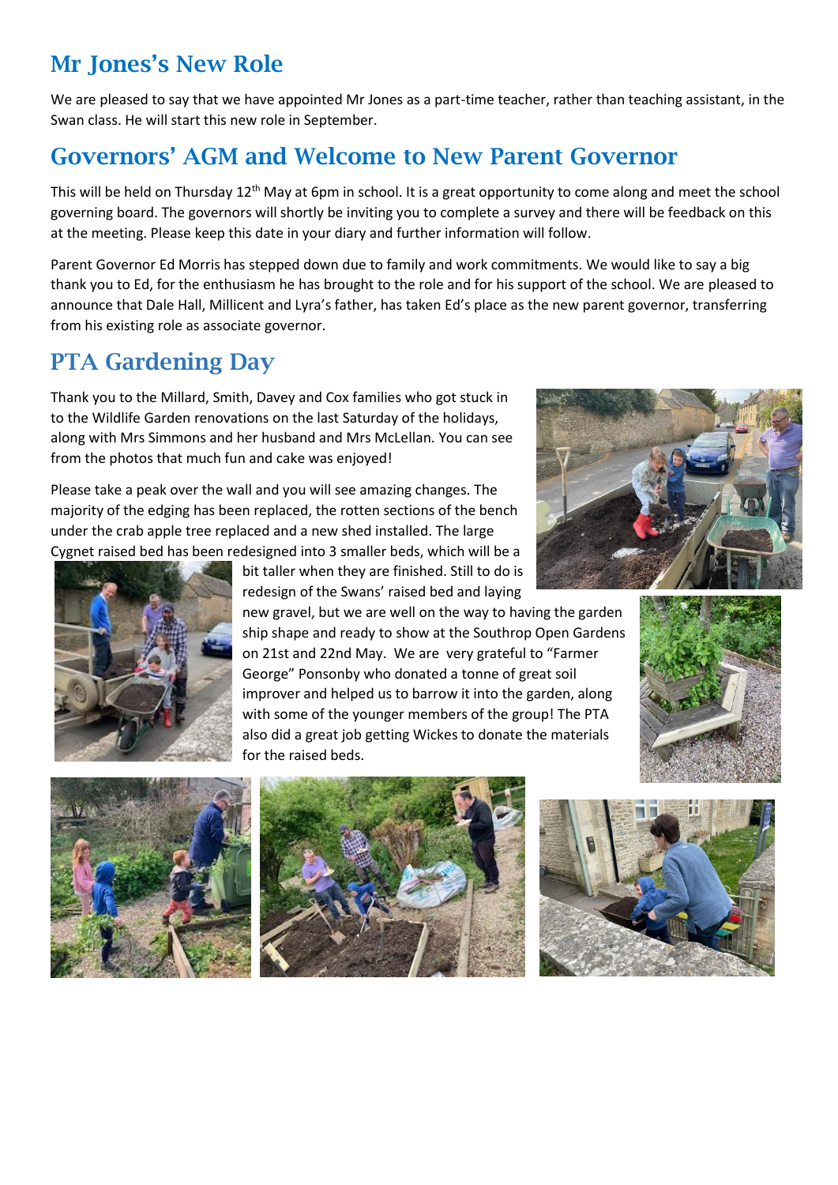## Mr Jones's New Role

We are pleased to say that we have appointed Mr Jones as a part-time teacher, rather than teaching assistant, in the Swan class. He will start this new role in September.

## Governors' AGM and Welcome to New Parent Governor

This will be held on Thursday 12th May at 6pm in school. It is a great opportunity to come along and meet the school governing board. The governors will shortly be inviting you to complete a survey and there will be feedback on this at the meeting. Please keep this date in your diary and further information will follow.

Parent Governor Ed Morris has stepped down due to family and work commitments. We would like to say a big thank you to Ed, for the enthusiasm he has brought to the role and for his support of the school. We are pleased to announce that Dale Hall, Millicent and Lyra's father, has taken Ed's place as the new parent governor, transferring from his existing role as associate governor.

## PTA Gardening Day

Thank you to the Millard, Smith, Davey and Cox families who got stuck in to the Wildlife Garden renovations on the last Saturday of the holidays, along with Mrs Simmons and her husband and Mrs McLellan. You can see from the photos that much fun and cake was enjoyed!

Please take a peak over the wall and you will see amazing changes. The majority of the edging has been replaced, the rotten sections of the bench under the crab apple tree replaced and a new shed installed. The large Cygnet raised bed has been redesigned into 3 smaller beds, which will be a bit taller when they are finished. Still to do is redesign of the Swans' raised bed and laying new gravel, but we are well on the way to having the garden ship shape and ready to show at the Southrop Open Gardens on 21st and 22nd May. We are very grateful to "Farmer George" Ponsonby who donated a tonne of great soil improver and helped us to barrow it into the garden, along with some of the younger members of the group! The PTA also did a great job getting Wickes to donate the materials for the raised beds.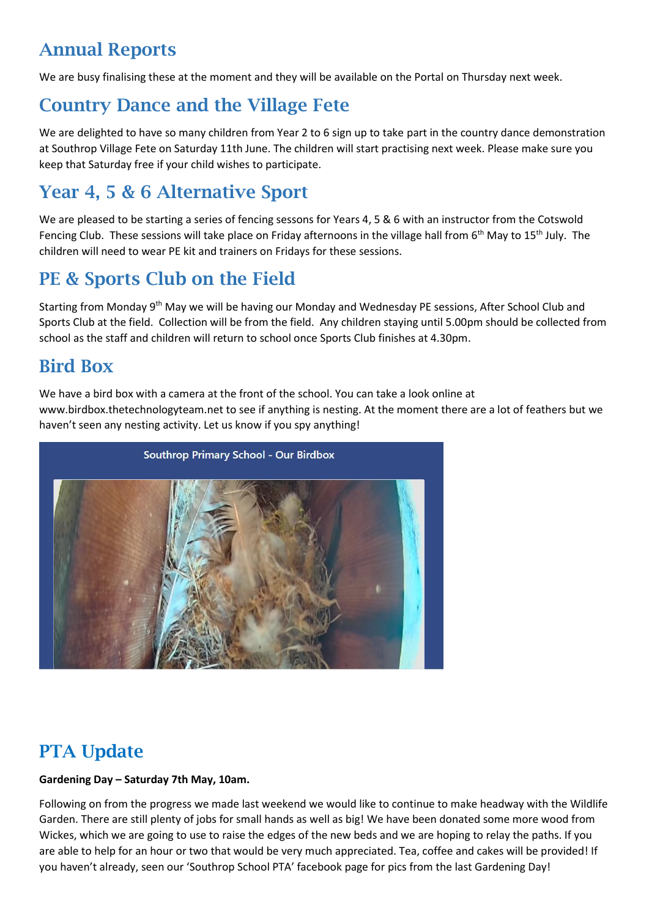## Annual Reports

We are busy finalising these at the moment and they will be available on the Portal on Thursday next week.

## Country Dance and the Village Fete

We are delighted to have so many children from Year 2 to 6 sign up to take part in the country dance demonstration at Southrop Village Fete on Saturday 11th June. The children will start practising next week. Please make sure you keep that Saturday free if your child wishes to participate.

## Year 4, 5 & 6 Alternative Sport

We are pleased to be starting a series of fencing sessons for Years 4, 5 & 6 with an instructor from the Cotswold Fencing Club. These sessions will take place on Friday afternoons in the village hall from 6th May to 15th July. The children will need to wear PE kit and trainers on Fridays for these sessions.

## PE & Sports Club on the Field

Starting from Monday 9th May we will be having our Monday and Wednesday PE sessions, After School Club and Sports Club at the field. Collection will be from the field. Any children staying until 5.00pm should be collected from school as the staff and children will return to school once Sports Club finishes at 4.30pm.

## Bird Box

We have a bird box with a camera at the front of the school. You can take a look online at www.birdbox.thetechnologyteam.net to see if anything is nesting. At the moment there are a lot of feathers but we haven't seen any nesting activity. Let us know if you spy anything!

Southrop Primary School - Our Birdbox

## PTA Update

**Gardening Day – Saturday 7th May, 10am.**

Following on from the progress we made last weekend we would like to continue to make headway with the Wildlife Garden. There are still plenty of jobs for small hands as well as big! We have been donated some more wood from Wickes, which we are going to use to raise the edges of the new beds and we are hoping to relay the paths. If you are able to help for an hour or two that would be very much appreciated. Tea, coffee and cakes will be provided! If you haven't already, seen our 'Southrop School PTA' facebook page for pics from the last Gardening Day!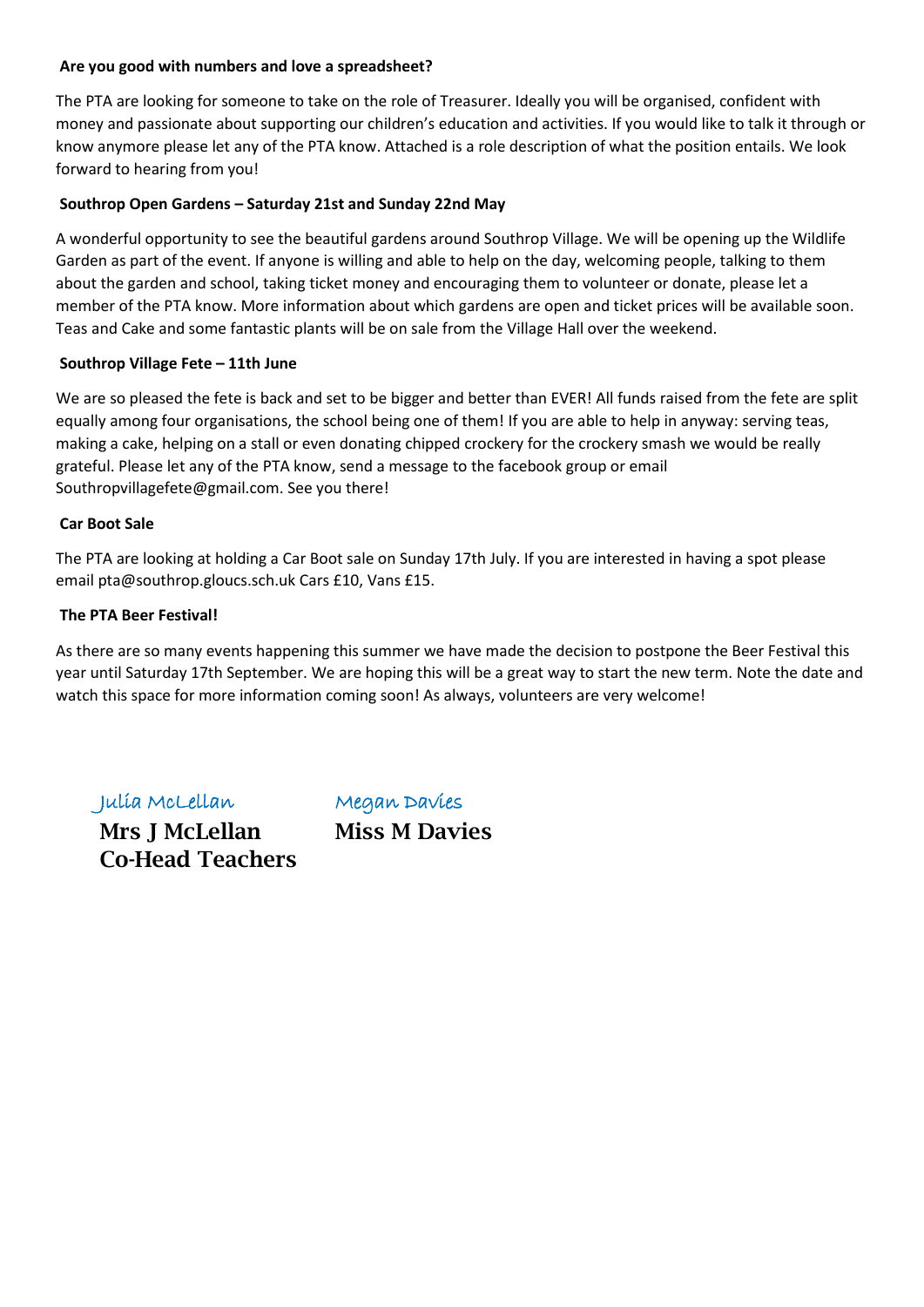**Are you good with numbers and love a spreadsheet?**

The PTA are looking for someone to take on the role of Treasurer. Ideally you will be organised, confident with money and passionate about supporting our children's education and activities. If you would like to talk it through or know anymore please let any of the PTA know. Attached is a role description of what the position entails. We look forward to hearing from you!

**Southrop Open Gardens – Saturday 21st and Sunday 22nd May**

A wonderful opportunity to see the beautiful gardens around Southrop Village. We will be opening up the Wildlife Garden as part of the event. If anyone is willing and able to help on the day, welcoming people, talking to them about the garden and school, taking ticket money and encouraging them to volunteer or donate, please let a member of the PTA know. More information about which gardens are open and ticket prices will be available soon. Teas and Cake and some fantastic plants will be on sale from the Village Hall over the weekend.

**Southrop Village Fete – 11th June**

We are so pleased the fete is back and set to be bigger and better than EVER! All funds raised from the fete are split equally among four organisations, the school being one of them! If you are able to help in anyway: serving teas, making a cake, helping on a stall or even donating chipped crockery for the crockery smash we would be really grateful. Please let any of the PTA know, send a message to the facebook group or email Southropvillagefete@gmail.com. See you there!

**Car Boot Sale**

The PTA are looking at holding a Car Boot sale on Sunday 17th July. If you are interested in having a spot please email pta@southrop.gloucs.sch.uk Cars £10, Vans £15.

**The PTA Beer Festival!**

As there are so many events happening this summer we have made the decision to postpone the Beer Festival this year until Saturday 17th September. We are hoping this will be a great way to start the new term. Note the date and watch this space for more information coming soon! As always, volunteers are very welcome!

*Julia McLellan* *Megan Davies*

**Mrs J McLellan** **Miss M Davies**

**Co-Head Teachers**